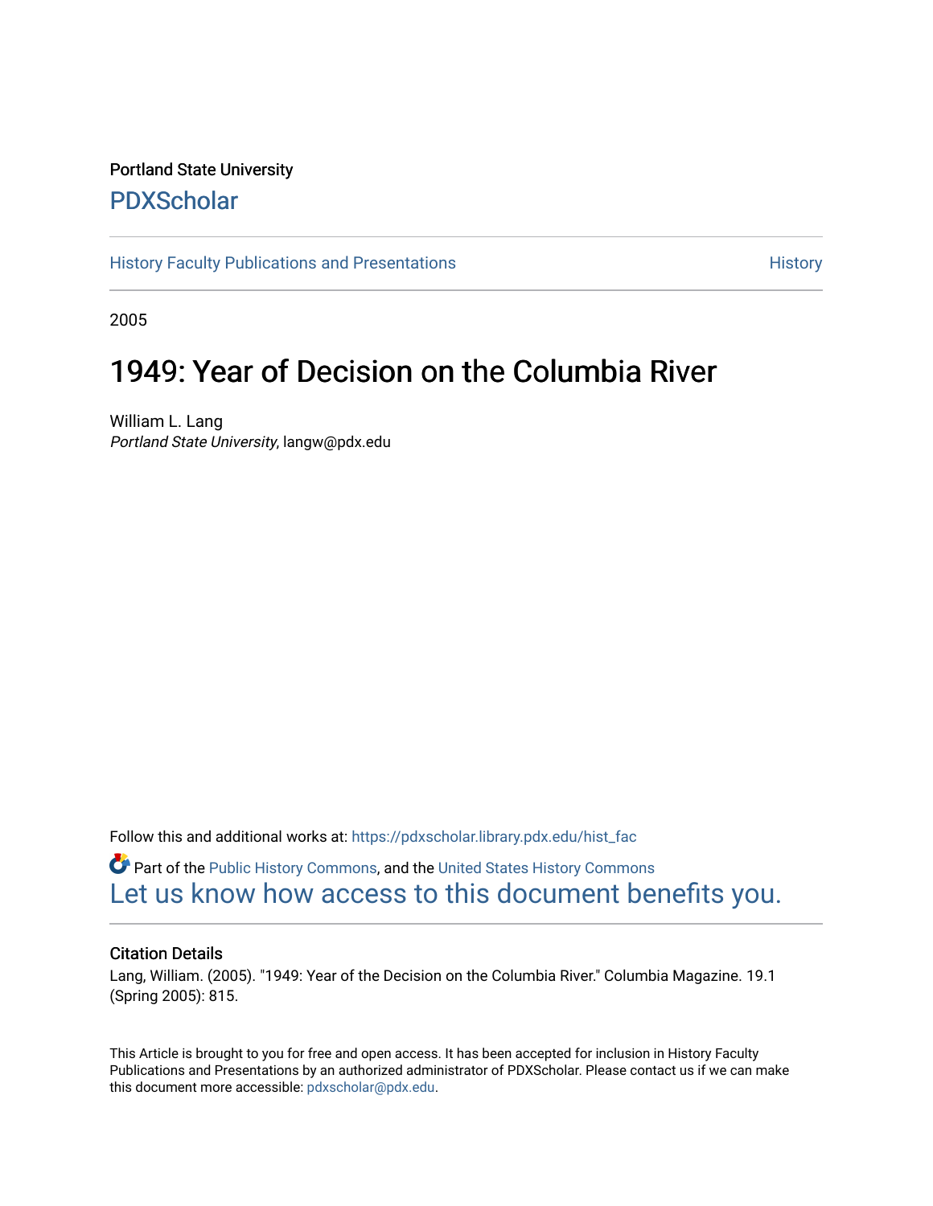Portland State University

# PDXScholar

History Faculty Publications and Presentations | History

2005

# 1949: Year of Decision on the Columbia River

William L. Lang
*Portland State University*, langw@pdx.edu

Follow this and additional works at: https://pdxscholar.library.pdx.edu/hist_fac

Part of the Public History Commons, and the United States History Commons
Let us know how access to this document benefits you.

## Citation Details

Lang, William. (2005). "1949: Year of the Decision on the Columbia River." Columbia Magazine. 19.1 (Spring 2005): 815.

This Article is brought to you for free and open access. It has been accepted for inclusion in History Faculty Publications and Presentations by an authorized administrator of PDXScholar. Please contact us if we can make this document more accessible: pdxscholar@pdx.edu.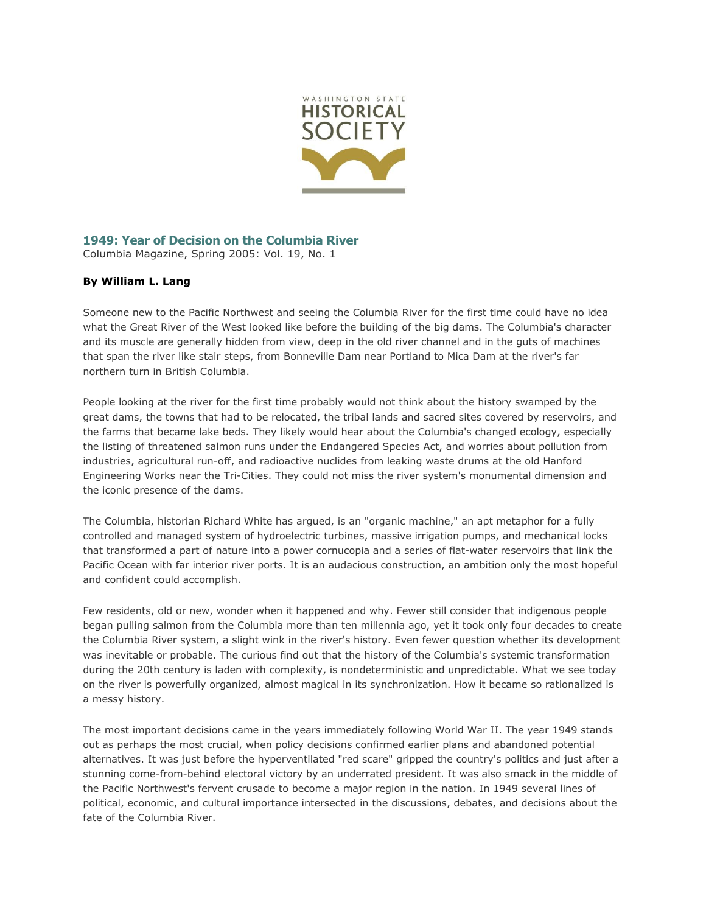WASHINGTON STATE HISTORICAL SOCIETY

# 1949: Year of Decision on the Columbia River

Columbia Magazine, Spring 2005: Vol. 19, No. 1

**By William L. Lang**

Someone new to the Pacific Northwest and seeing the Columbia River for the first time could have no idea what the Great River of the West looked like before the building of the big dams. The Columbia's character and its muscle are generally hidden from view, deep in the old river channel and in the guts of machines that span the river like stair steps, from Bonneville Dam near Portland to Mica Dam at the river's far northern turn in British Columbia.

People looking at the river for the first time probably would not think about the history swamped by the great dams, the towns that had to be relocated, the tribal lands and sacred sites covered by reservoirs, and the farms that became lake beds. They likely would hear about the Columbia's changed ecology, especially the listing of threatened salmon runs under the Endangered Species Act, and worries about pollution from industries, agricultural run-off, and radioactive nuclides from leaking waste drums at the old Hanford Engineering Works near the Tri-Cities. They could not miss the river system's monumental dimension and the iconic presence of the dams.

The Columbia, historian Richard White has argued, is an "organic machine," an apt metaphor for a fully controlled and managed system of hydroelectric turbines, massive irrigation pumps, and mechanical locks that transformed a part of nature into a power cornucopia and a series of flat-water reservoirs that link the Pacific Ocean with far interior river ports. It is an audacious construction, an ambition only the most hopeful and confident could accomplish.

Few residents, old or new, wonder when it happened and why. Fewer still consider that indigenous people began pulling salmon from the Columbia more than ten millennia ago, yet it took only four decades to create the Columbia River system, a slight wink in the river's history. Even fewer question whether its development was inevitable or probable. The curious find out that the history of the Columbia's systemic transformation during the 20th century is laden with complexity, is nondeterministic and unpredictable. What we see today on the river is powerfully organized, almost magical in its synchronization. How it became so rationalized is a messy history.

The most important decisions came in the years immediately following World War II. The year 1949 stands out as perhaps the most crucial, when policy decisions confirmed earlier plans and abandoned potential alternatives. It was just before the hyperventilated "red scare" gripped the country's politics and just after a stunning come-from-behind electoral victory by an underrated president. It was also smack in the middle of the Pacific Northwest's fervent crusade to become a major region in the nation. In 1949 several lines of political, economic, and cultural importance intersected in the discussions, debates, and decisions about the fate of the Columbia River.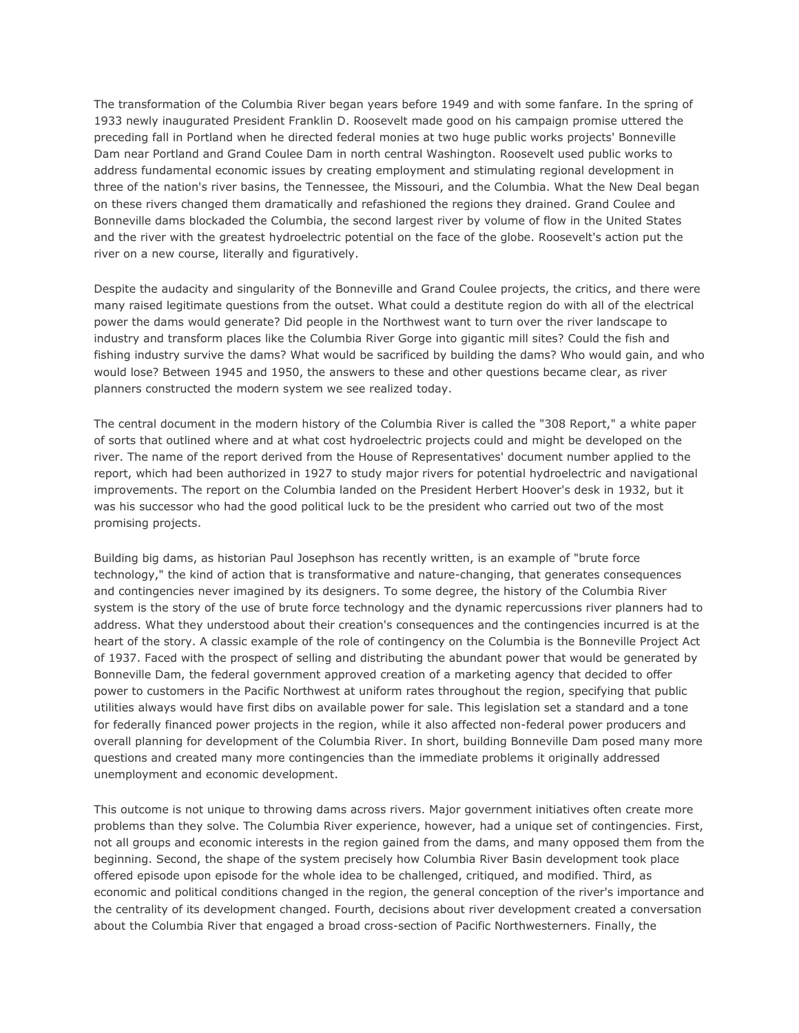The transformation of the Columbia River began years before 1949 and with some fanfare. In the spring of 1933 newly inaugurated President Franklin D. Roosevelt made good on his campaign promise uttered the preceding fall in Portland when he directed federal monies at two huge public works projects' Bonneville Dam near Portland and Grand Coulee Dam in north central Washington. Roosevelt used public works to address fundamental economic issues by creating employment and stimulating regional development in three of the nation's river basins, the Tennessee, the Missouri, and the Columbia. What the New Deal began on these rivers changed them dramatically and refashioned the regions they drained. Grand Coulee and Bonneville dams blockaded the Columbia, the second largest river by volume of flow in the United States and the river with the greatest hydroelectric potential on the face of the globe. Roosevelt's action put the river on a new course, literally and figuratively.

Despite the audacity and singularity of the Bonneville and Grand Coulee projects, the critics, and there were many raised legitimate questions from the outset. What could a destitute region do with all of the electrical power the dams would generate? Did people in the Northwest want to turn over the river landscape to industry and transform places like the Columbia River Gorge into gigantic mill sites? Could the fish and fishing industry survive the dams? What would be sacrificed by building the dams? Who would gain, and who would lose? Between 1945 and 1950, the answers to these and other questions became clear, as river planners constructed the modern system we see realized today.

The central document in the modern history of the Columbia River is called the "308 Report," a white paper of sorts that outlined where and at what cost hydroelectric projects could and might be developed on the river. The name of the report derived from the House of Representatives' document number applied to the report, which had been authorized in 1927 to study major rivers for potential hydroelectric and navigational improvements. The report on the Columbia landed on the President Herbert Hoover's desk in 1932, but it was his successor who had the good political luck to be the president who carried out two of the most promising projects.

Building big dams, as historian Paul Josephson has recently written, is an example of "brute force technology," the kind of action that is transformative and nature-changing, that generates consequences and contingencies never imagined by its designers. To some degree, the history of the Columbia River system is the story of the use of brute force technology and the dynamic repercussions river planners had to address. What they understood about their creation's consequences and the contingencies incurred is at the heart of the story. A classic example of the role of contingency on the Columbia is the Bonneville Project Act of 1937. Faced with the prospect of selling and distributing the abundant power that would be generated by Bonneville Dam, the federal government approved creation of a marketing agency that decided to offer power to customers in the Pacific Northwest at uniform rates throughout the region, specifying that public utilities always would have first dibs on available power for sale. This legislation set a standard and a tone for federally financed power projects in the region, while it also affected non-federal power producers and overall planning for development of the Columbia River. In short, building Bonneville Dam posed many more questions and created many more contingencies than the immediate problems it originally addressed unemployment and economic development.

This outcome is not unique to throwing dams across rivers. Major government initiatives often create more problems than they solve. The Columbia River experience, however, had a unique set of contingencies. First, not all groups and economic interests in the region gained from the dams, and many opposed them from the beginning. Second, the shape of the system precisely how Columbia River Basin development took place offered episode upon episode for the whole idea to be challenged, critiqued, and modified. Third, as economic and political conditions changed in the region, the general conception of the river's importance and the centrality of its development changed. Fourth, decisions about river development created a conversation about the Columbia River that engaged a broad cross-section of Pacific Northwesterners. Finally, the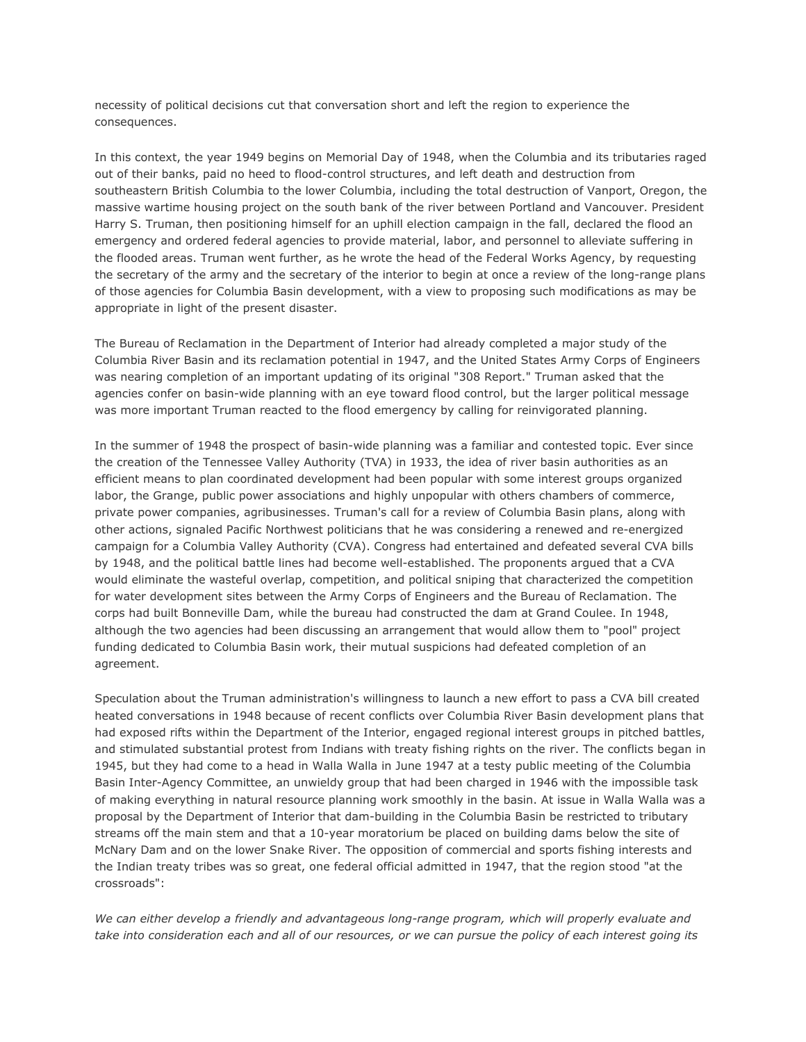necessity of political decisions cut that conversation short and left the region to experience the consequences.

In this context, the year 1949 begins on Memorial Day of 1948, when the Columbia and its tributaries raged out of their banks, paid no heed to flood-control structures, and left death and destruction from southeastern British Columbia to the lower Columbia, including the total destruction of Vanport, Oregon, the massive wartime housing project on the south bank of the river between Portland and Vancouver. President Harry S. Truman, then positioning himself for an uphill election campaign in the fall, declared the flood an emergency and ordered federal agencies to provide material, labor, and personnel to alleviate suffering in the flooded areas. Truman went further, as he wrote the head of the Federal Works Agency, by requesting the secretary of the army and the secretary of the interior to begin at once a review of the long-range plans of those agencies for Columbia Basin development, with a view to proposing such modifications as may be appropriate in light of the present disaster.

The Bureau of Reclamation in the Department of Interior had already completed a major study of the Columbia River Basin and its reclamation potential in 1947, and the United States Army Corps of Engineers was nearing completion of an important updating of its original "308 Report." Truman asked that the agencies confer on basin-wide planning with an eye toward flood control, but the larger political message was more important Truman reacted to the flood emergency by calling for reinvigorated planning.

In the summer of 1948 the prospect of basin-wide planning was a familiar and contested topic. Ever since the creation of the Tennessee Valley Authority (TVA) in 1933, the idea of river basin authorities as an efficient means to plan coordinated development had been popular with some interest groups organized labor, the Grange, public power associations and highly unpopular with others chambers of commerce, private power companies, agribusinesses. Truman's call for a review of Columbia Basin plans, along with other actions, signaled Pacific Northwest politicians that he was considering a renewed and re-energized campaign for a Columbia Valley Authority (CVA). Congress had entertained and defeated several CVA bills by 1948, and the political battle lines had become well-established. The proponents argued that a CVA would eliminate the wasteful overlap, competition, and political sniping that characterized the competition for water development sites between the Army Corps of Engineers and the Bureau of Reclamation. The corps had built Bonneville Dam, while the bureau had constructed the dam at Grand Coulee. In 1948, although the two agencies had been discussing an arrangement that would allow them to "pool" project funding dedicated to Columbia Basin work, their mutual suspicions had defeated completion of an agreement.

Speculation about the Truman administration's willingness to launch a new effort to pass a CVA bill created heated conversations in 1948 because of recent conflicts over Columbia River Basin development plans that had exposed rifts within the Department of the Interior, engaged regional interest groups in pitched battles, and stimulated substantial protest from Indians with treaty fishing rights on the river. The conflicts began in 1945, but they had come to a head in Walla Walla in June 1947 at a testy public meeting of the Columbia Basin Inter-Agency Committee, an unwieldy group that had been charged in 1946 with the impossible task of making everything in natural resource planning work smoothly in the basin. At issue in Walla Walla was a proposal by the Department of Interior that dam-building in the Columbia Basin be restricted to tributary streams off the main stem and that a 10-year moratorium be placed on building dams below the site of McNary Dam and on the lower Snake River. The opposition of commercial and sports fishing interests and the Indian treaty tribes was so great, one federal official admitted in 1947, that the region stood "at the crossroads":

*We can either develop a friendly and advantageous long-range program, which will properly evaluate and take into consideration each and all of our resources, or we can pursue the policy of each interest going its*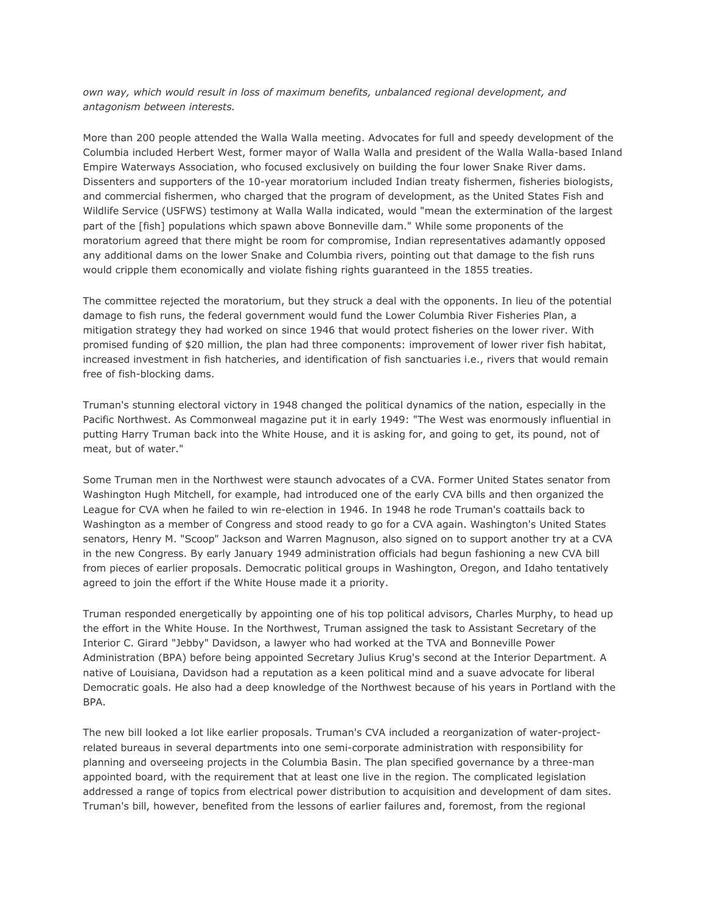*own way, which would result in loss of maximum benefits, unbalanced regional development, and antagonism between interests.*

More than 200 people attended the Walla Walla meeting. Advocates for full and speedy development of the Columbia included Herbert West, former mayor of Walla Walla and president of the Walla Walla-based Inland Empire Waterways Association, who focused exclusively on building the four lower Snake River dams. Dissenters and supporters of the 10-year moratorium included Indian treaty fishermen, fisheries biologists, and commercial fishermen, who charged that the program of development, as the United States Fish and Wildlife Service (USFWS) testimony at Walla Walla indicated, would "mean the extermination of the largest part of the [fish] populations which spawn above Bonneville dam." While some proponents of the moratorium agreed that there might be room for compromise, Indian representatives adamantly opposed any additional dams on the lower Snake and Columbia rivers, pointing out that damage to the fish runs would cripple them economically and violate fishing rights guaranteed in the 1855 treaties.

The committee rejected the moratorium, but they struck a deal with the opponents. In lieu of the potential damage to fish runs, the federal government would fund the Lower Columbia River Fisheries Plan, a mitigation strategy they had worked on since 1946 that would protect fisheries on the lower river. With promised funding of $20 million, the plan had three components: improvement of lower river fish habitat, increased investment in fish hatcheries, and identification of fish sanctuaries i.e., rivers that would remain free of fish-blocking dams.

Truman's stunning electoral victory in 1948 changed the political dynamics of the nation, especially in the Pacific Northwest. As Commonweal magazine put it in early 1949: "The West was enormously influential in putting Harry Truman back into the White House, and it is asking for, and going to get, its pound, not of meat, but of water."

Some Truman men in the Northwest were staunch advocates of a CVA. Former United States senator from Washington Hugh Mitchell, for example, had introduced one of the early CVA bills and then organized the League for CVA when he failed to win re-election in 1946. In 1948 he rode Truman's coattails back to Washington as a member of Congress and stood ready to go for a CVA again. Washington's United States senators, Henry M. "Scoop" Jackson and Warren Magnuson, also signed on to support another try at a CVA in the new Congress. By early January 1949 administration officials had begun fashioning a new CVA bill from pieces of earlier proposals. Democratic political groups in Washington, Oregon, and Idaho tentatively agreed to join the effort if the White House made it a priority.

Truman responded energetically by appointing one of his top political advisors, Charles Murphy, to head up the effort in the White House. In the Northwest, Truman assigned the task to Assistant Secretary of the Interior C. Girard "Jebby" Davidson, a lawyer who had worked at the TVA and Bonneville Power Administration (BPA) before being appointed Secretary Julius Krug's second at the Interior Department. A native of Louisiana, Davidson had a reputation as a keen political mind and a suave advocate for liberal Democratic goals. He also had a deep knowledge of the Northwest because of his years in Portland with the BPA.

The new bill looked a lot like earlier proposals. Truman's CVA included a reorganization of water-project-related bureaus in several departments into one semi-corporate administration with responsibility for planning and overseeing projects in the Columbia Basin. The plan specified governance by a three-man appointed board, with the requirement that at least one live in the region. The complicated legislation addressed a range of topics from electrical power distribution to acquisition and development of dam sites. Truman's bill, however, benefited from the lessons of earlier failures and, foremost, from the regional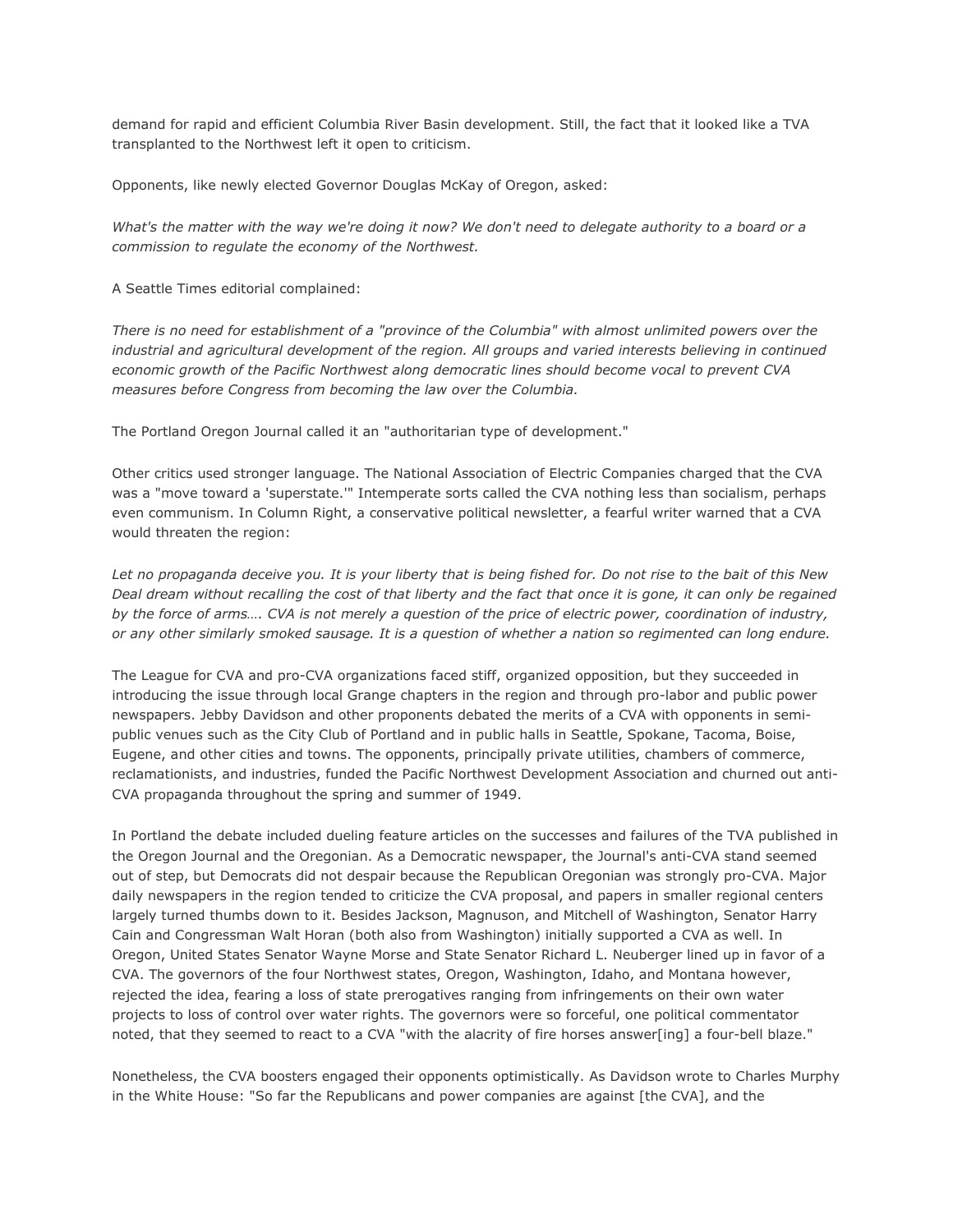demand for rapid and efficient Columbia River Basin development. Still, the fact that it looked like a TVA transplanted to the Northwest left it open to criticism.

Opponents, like newly elected Governor Douglas McKay of Oregon, asked:

*What's the matter with the way we're doing it now? We don't need to delegate authority to a board or a commission to regulate the economy of the Northwest.*

A Seattle Times editorial complained:

*There is no need for establishment of a "province of the Columbia" with almost unlimited powers over the industrial and agricultural development of the region. All groups and varied interests believing in continued economic growth of the Pacific Northwest along democratic lines should become vocal to prevent CVA measures before Congress from becoming the law over the Columbia.*

The Portland Oregon Journal called it an "authoritarian type of development."

Other critics used stronger language. The National Association of Electric Companies charged that the CVA was a "move toward a 'superstate.'" Intemperate sorts called the CVA nothing less than socialism, perhaps even communism. In Column Right, a conservative political newsletter, a fearful writer warned that a CVA would threaten the region:

*Let no propaganda deceive you. It is your liberty that is being fished for. Do not rise to the bait of this New Deal dream without recalling the cost of that liberty and the fact that once it is gone, it can only be regained by the force of arms…. CVA is not merely a question of the price of electric power, coordination of industry, or any other similarly smoked sausage. It is a question of whether a nation so regimented can long endure.*

The League for CVA and pro-CVA organizations faced stiff, organized opposition, but they succeeded in introducing the issue through local Grange chapters in the region and through pro-labor and public power newspapers. Jebby Davidson and other proponents debated the merits of a CVA with opponents in semi-public venues such as the City Club of Portland and in public halls in Seattle, Spokane, Tacoma, Boise, Eugene, and other cities and towns. The opponents, principally private utilities, chambers of commerce, reclamationists, and industries, funded the Pacific Northwest Development Association and churned out anti-CVA propaganda throughout the spring and summer of 1949.

In Portland the debate included dueling feature articles on the successes and failures of the TVA published in the Oregon Journal and the Oregonian. As a Democratic newspaper, the Journal's anti-CVA stand seemed out of step, but Democrats did not despair because the Republican Oregonian was strongly pro-CVA. Major daily newspapers in the region tended to criticize the CVA proposal, and papers in smaller regional centers largely turned thumbs down to it. Besides Jackson, Magnuson, and Mitchell of Washington, Senator Harry Cain and Congressman Walt Horan (both also from Washington) initially supported a CVA as well. In Oregon, United States Senator Wayne Morse and State Senator Richard L. Neuberger lined up in favor of a CVA. The governors of the four Northwest states, Oregon, Washington, Idaho, and Montana however, rejected the idea, fearing a loss of state prerogatives ranging from infringements on their own water projects to loss of control over water rights. The governors were so forceful, one political commentator noted, that they seemed to react to a CVA "with the alacrity of fire horses answer[ing] a four-bell blaze."

Nonetheless, the CVA boosters engaged their opponents optimistically. As Davidson wrote to Charles Murphy in the White House: "So far the Republicans and power companies are against [the CVA], and the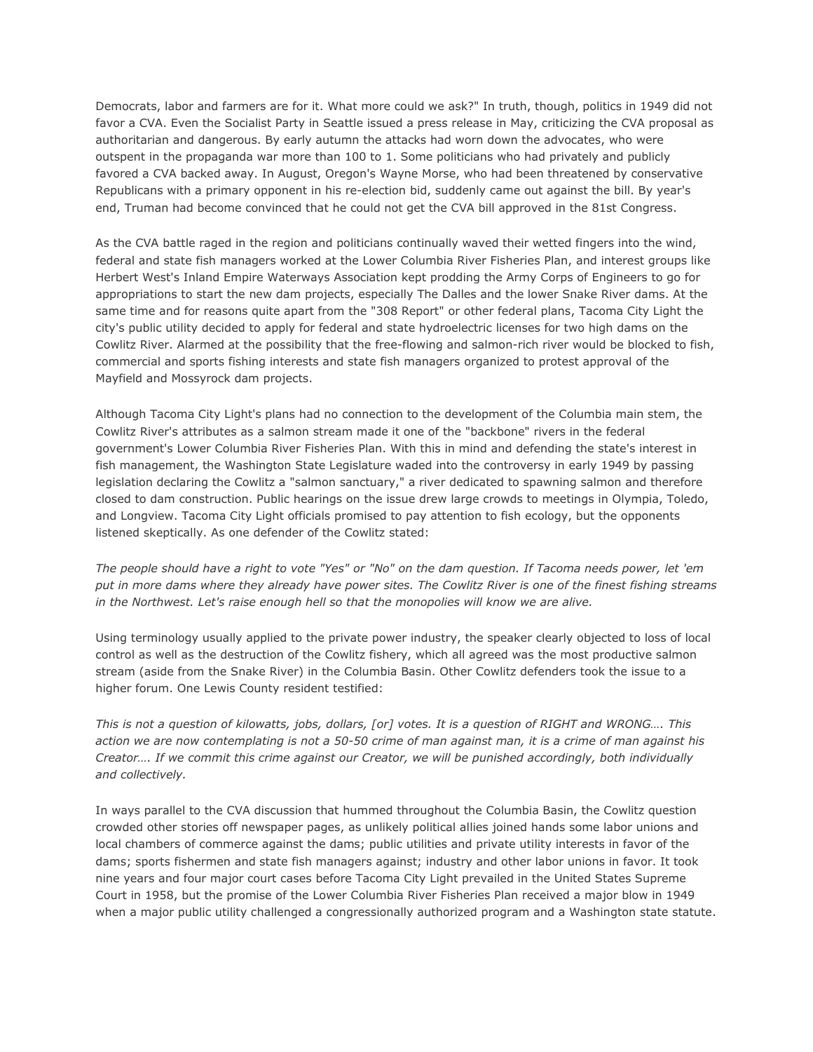Democrats, labor and farmers are for it. What more could we ask?" In truth, though, politics in 1949 did not favor a CVA. Even the Socialist Party in Seattle issued a press release in May, criticizing the CVA proposal as authoritarian and dangerous. By early autumn the attacks had worn down the advocates, who were outspent in the propaganda war more than 100 to 1. Some politicians who had privately and publicly favored a CVA backed away. In August, Oregon's Wayne Morse, who had been threatened by conservative Republicans with a primary opponent in his re-election bid, suddenly came out against the bill. By year's end, Truman had become convinced that he could not get the CVA bill approved in the 81st Congress.

As the CVA battle raged in the region and politicians continually waved their wetted fingers into the wind, federal and state fish managers worked at the Lower Columbia River Fisheries Plan, and interest groups like Herbert West's Inland Empire Waterways Association kept prodding the Army Corps of Engineers to go for appropriations to start the new dam projects, especially The Dalles and the lower Snake River dams. At the same time and for reasons quite apart from the "308 Report" or other federal plans, Tacoma City Light the city's public utility decided to apply for federal and state hydroelectric licenses for two high dams on the Cowlitz River. Alarmed at the possibility that the free-flowing and salmon-rich river would be blocked to fish, commercial and sports fishing interests and state fish managers organized to protest approval of the Mayfield and Mossyrock dam projects.

Although Tacoma City Light's plans had no connection to the development of the Columbia main stem, the Cowlitz River's attributes as a salmon stream made it one of the "backbone" rivers in the federal government's Lower Columbia River Fisheries Plan. With this in mind and defending the state's interest in fish management, the Washington State Legislature waded into the controversy in early 1949 by passing legislation declaring the Cowlitz a "salmon sanctuary," a river dedicated to spawning salmon and therefore closed to dam construction. Public hearings on the issue drew large crowds to meetings in Olympia, Toledo, and Longview. Tacoma City Light officials promised to pay attention to fish ecology, but the opponents listened skeptically. As one defender of the Cowlitz stated:

*The people should have a right to vote "Yes" or "No" on the dam question. If Tacoma needs power, let 'em put in more dams where they already have power sites. The Cowlitz River is one of the finest fishing streams in the Northwest. Let's raise enough hell so that the monopolies will know we are alive.*

Using terminology usually applied to the private power industry, the speaker clearly objected to loss of local control as well as the destruction of the Cowlitz fishery, which all agreed was the most productive salmon stream (aside from the Snake River) in the Columbia Basin. Other Cowlitz defenders took the issue to a higher forum. One Lewis County resident testified:

*This is not a question of kilowatts, jobs, dollars, [or] votes. It is a question of RIGHT and WRONG…. This action we are now contemplating is not a 50-50 crime of man against man, it is a crime of man against his Creator…. If we commit this crime against our Creator, we will be punished accordingly, both individually and collectively.*

In ways parallel to the CVA discussion that hummed throughout the Columbia Basin, the Cowlitz question crowded other stories off newspaper pages, as unlikely political allies joined hands some labor unions and local chambers of commerce against the dams; public utilities and private utility interests in favor of the dams; sports fishermen and state fish managers against; industry and other labor unions in favor. It took nine years and four major court cases before Tacoma City Light prevailed in the United States Supreme Court in 1958, but the promise of the Lower Columbia River Fisheries Plan received a major blow in 1949 when a major public utility challenged a congressionally authorized program and a Washington state statute.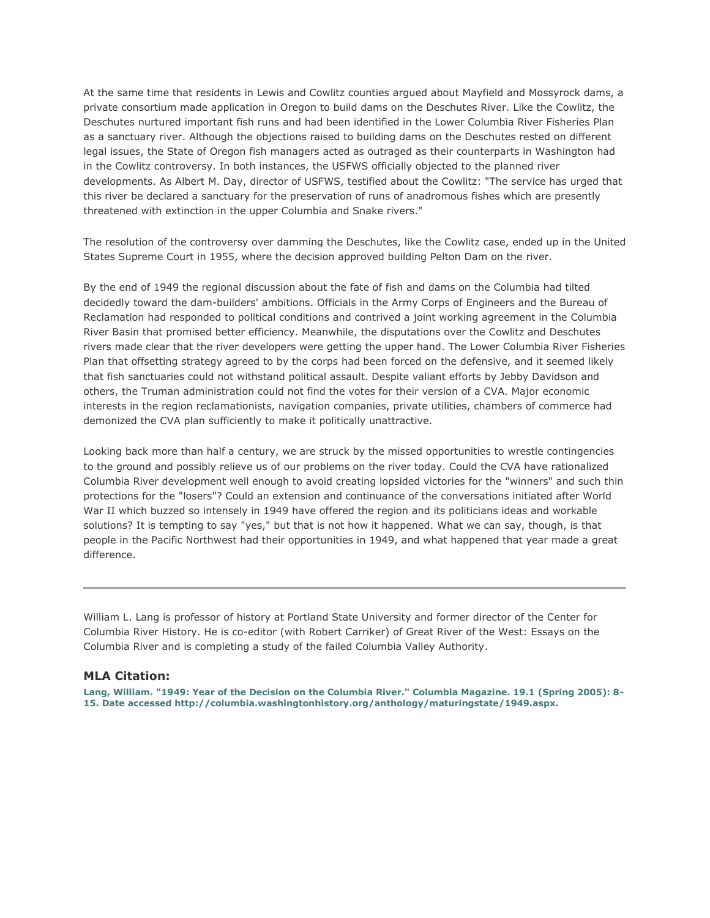At the same time that residents in Lewis and Cowlitz counties argued about Mayfield and Mossyrock dams, a private consortium made application in Oregon to build dams on the Deschutes River. Like the Cowlitz, the Deschutes nurtured important fish runs and had been identified in the Lower Columbia River Fisheries Plan as a sanctuary river. Although the objections raised to building dams on the Deschutes rested on different legal issues, the State of Oregon fish managers acted as outraged as their counterparts in Washington had in the Cowlitz controversy. In both instances, the USFWS officially objected to the planned river developments. As Albert M. Day, director of USFWS, testified about the Cowlitz: "The service has urged that this river be declared a sanctuary for the preservation of runs of anadromous fishes which are presently threatened with extinction in the upper Columbia and Snake rivers."

The resolution of the controversy over damming the Deschutes, like the Cowlitz case, ended up in the United States Supreme Court in 1955, where the decision approved building Pelton Dam on the river.

By the end of 1949 the regional discussion about the fate of fish and dams on the Columbia had tilted decidedly toward the dam-builders' ambitions. Officials in the Army Corps of Engineers and the Bureau of Reclamation had responded to political conditions and contrived a joint working agreement in the Columbia River Basin that promised better efficiency. Meanwhile, the disputations over the Cowlitz and Deschutes rivers made clear that the river developers were getting the upper hand. The Lower Columbia River Fisheries Plan that offsetting strategy agreed to by the corps had been forced on the defensive, and it seemed likely that fish sanctuaries could not withstand political assault. Despite valiant efforts by Jebby Davidson and others, the Truman administration could not find the votes for their version of a CVA. Major economic interests in the region reclamationists, navigation companies, private utilities, chambers of commerce had demonized the CVA plan sufficiently to make it politically unattractive.

Looking back more than half a century, we are struck by the missed opportunities to wrestle contingencies to the ground and possibly relieve us of our problems on the river today. Could the CVA have rationalized Columbia River development well enough to avoid creating lopsided victories for the "winners" and such thin protections for the "losers"? Could an extension and continuance of the conversations initiated after World War II which buzzed so intensely in 1949 have offered the region and its politicians ideas and workable solutions? It is tempting to say "yes," but that is not how it happened. What we can say, though, is that people in the Pacific Northwest had their opportunities in 1949, and what happened that year made a great difference.

---

William L. Lang is professor of history at Portland State University and former director of the Center for Columbia River History. He is co-editor (with Robert Carriker) of Great River of the West: Essays on the Columbia River and is completing a study of the failed Columbia Valley Authority.

### MLA Citation:

**Lang, William. "1949: Year of the Decision on the Columbia River." Columbia Magazine. 19.1 (Spring 2005): 8-15. Date accessed http://columbia.washingtonhistory.org/anthology/maturingstate/1949.aspx.**